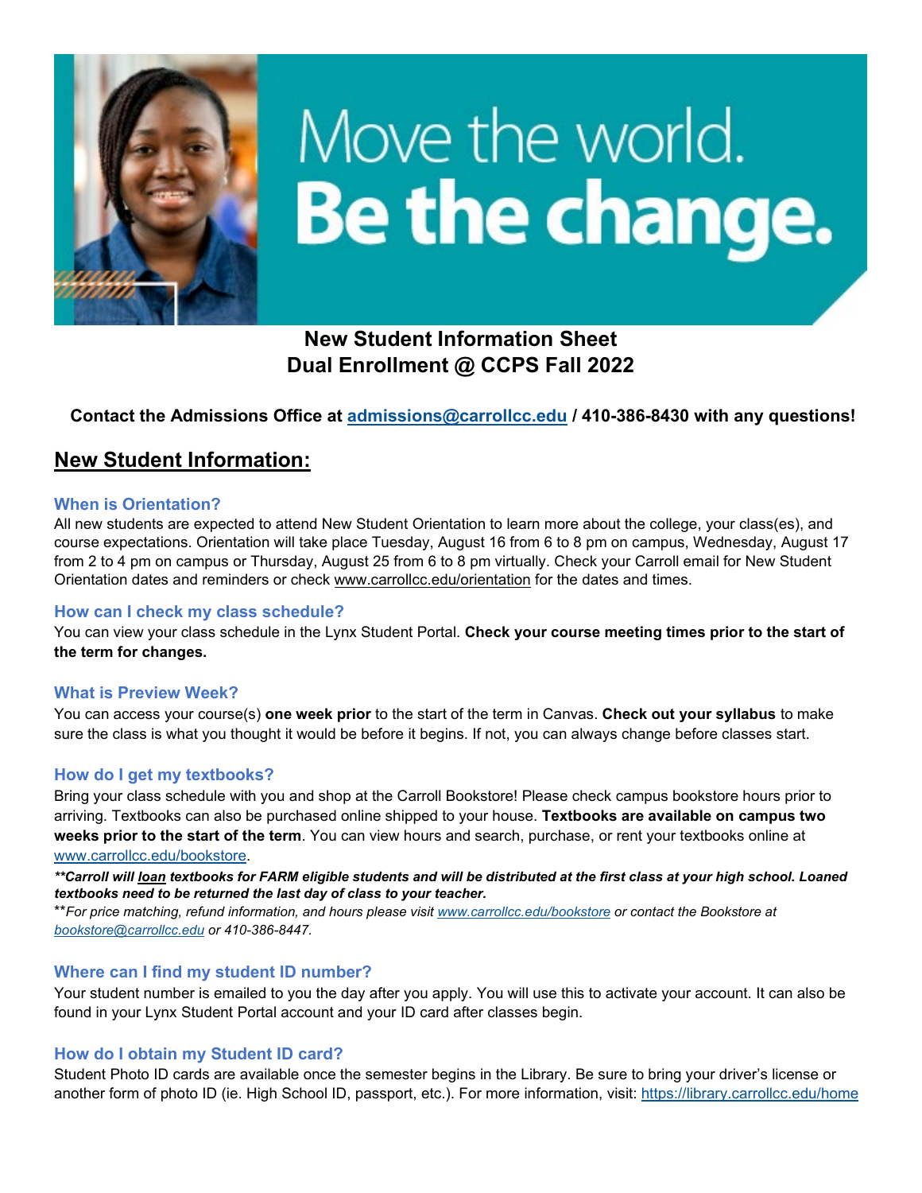Move the world.
**Be the change.**

**New Student Information Sheet**
**Dual Enrollment @ CCPS Fall 2022**

**Contact the Admissions Office at [admissions@carrollcc.edu](mailto:admissions@carrollcc.edu) / 410-386-8430 with any questions!**

# New Student Information:

### When is Orientation?

All new students are expected to attend New Student Orientation to learn more about the college, your class(es), and course expectations. Orientation will take place Tuesday, August 16 from 6 to 8 pm on campus, Wednesday, August 17 from 2 to 4 pm on campus or Thursday, August 25 from 6 to 8 pm virtually. Check your Carroll email for New Student Orientation dates and reminders or check www.carrollcc.edu/orientation for the dates and times.

### How can I check my class schedule?

You can view your class schedule in the Lynx Student Portal. **Check your course meeting times prior to the start of the term for changes.**

### What is Preview Week?

You can access your course(s) **one week prior** to the start of the term in Canvas. **Check out your syllabus** to make sure the class is what you thought it would be before it begins. If not, you can always change before classes start.

### How do I get my textbooks?

Bring your class schedule with you and shop at the Carroll Bookstore! Please check campus bookstore hours prior to arriving. Textbooks can also be purchased online shipped to your house. **Textbooks are available on campus two weeks prior to the start of the term**. You can view hours and search, purchase, or rent your textbooks online at [www.carrollcc.edu/bookstore](http://www.carrollcc.edu/bookstore).

***\*\*Carroll will loan textbooks for FARM eligible students and will be distributed at the first class at your high school. Loaned textbooks need to be returned the last day of class to your teacher.***

\*\**For price matching, refund information, and hours please visit [www.carrollcc.edu/bookstore](http://www.carrollcc.edu/bookstore) or contact the Bookstore at [bookstore@carrollcc.edu](mailto:bookstore@carrollcc.edu) or 410-386-8447.*

### Where can I find my student ID number?

Your student number is emailed to you the day after you apply. You will use this to activate your account. It can also be found in your Lynx Student Portal account and your ID card after classes begin.

### How do I obtain my Student ID card?

Student Photo ID cards are available once the semester begins in the Library. Be sure to bring your driver's license or another form of photo ID (ie. High School ID, passport, etc.). For more information, visit: [https://library.carrollcc.edu/home](https://library.carrollcc.edu/home)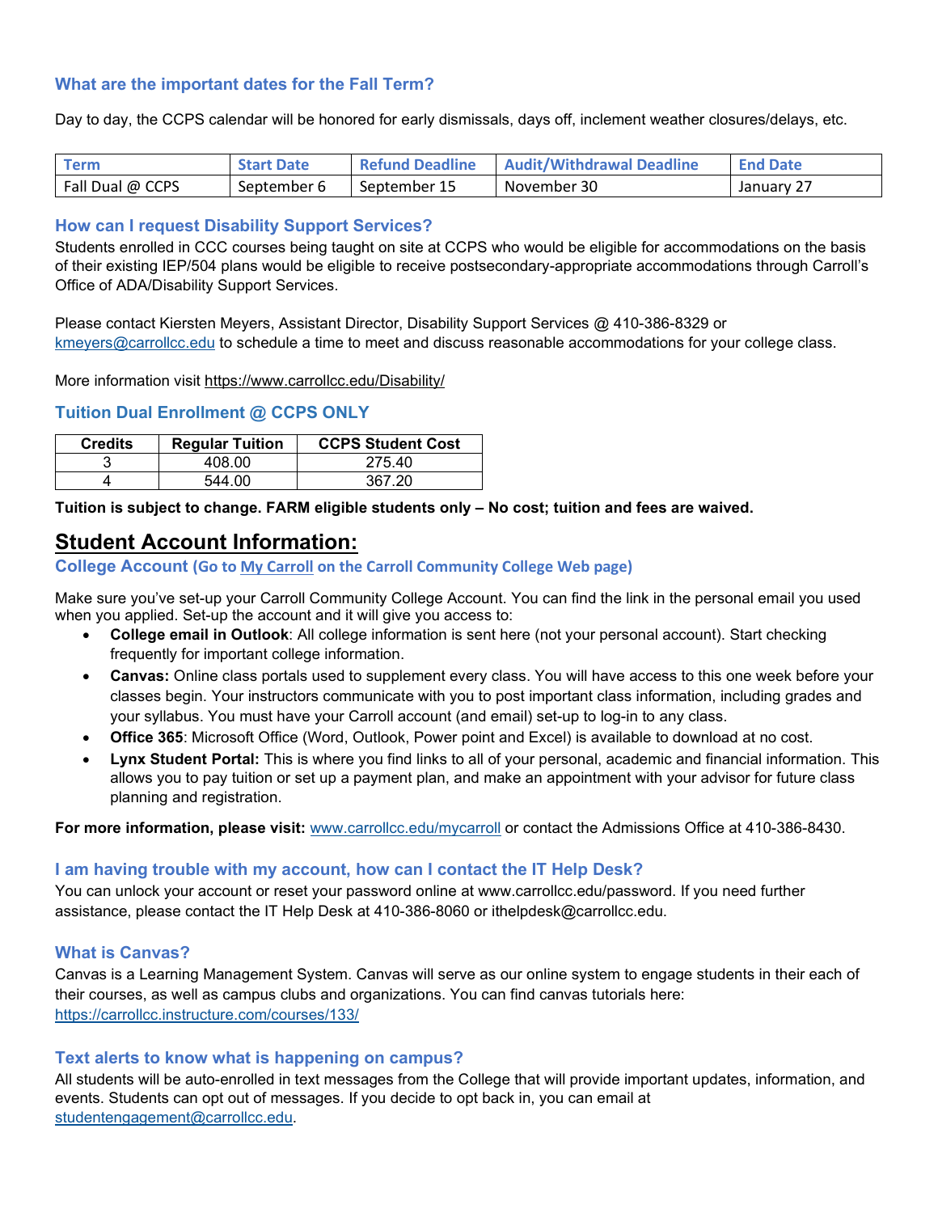### What are the important dates for the Fall Term?

Day to day, the CCPS calendar will be honored for early dismissals, days off, inclement weather closures/delays, etc.

| Term | Start Date | Refund Deadline | Audit/Withdrawal Deadline | End Date |
|---|---|---|---|---|
| Fall Dual @ CCPS | September 6 | September 15 | November 30 | January 27 |

### How can I request Disability Support Services?

Students enrolled in CCC courses being taught on site at CCPS who would be eligible for accommodations on the basis of their existing IEP/504 plans would be eligible to receive postsecondary-appropriate accommodations through Carroll's Office of ADA/Disability Support Services.

Please contact Kiersten Meyers, Assistant Director, Disability Support Services @ 410-386-8329 or kmeyers@carrollcc.edu to schedule a time to meet and discuss reasonable accommodations for your college class.

More information visit https://www.carrollcc.edu/Disability/

### Tuition Dual Enrollment @ CCPS ONLY

| Credits | Regular Tuition | CCPS Student Cost |
|---|---|---|
| 3 | 408.00 | 275.40 |
| 4 | 544.00 | 367.20 |

**Tuition is subject to change. FARM eligible students only – No cost; tuition and fees are waived.**

## Student Account Information:

### College Account (Go to My Carroll on the Carroll Community College Web page)

Make sure you've set-up your Carroll Community College Account. You can find the link in the personal email you used when you applied. Set-up the account and it will give you access to:

- **College email in Outlook**: All college information is sent here (not your personal account). Start checking frequently for important college information.
- **Canvas:** Online class portals used to supplement every class. You will have access to this one week before your classes begin. Your instructors communicate with you to post important class information, including grades and your syllabus. You must have your Carroll account (and email) set-up to log-in to any class.
- **Office 365**: Microsoft Office (Word, Outlook, Power point and Excel) is available to download at no cost.
- **Lynx Student Portal:** This is where you find links to all of your personal, academic and financial information. This allows you to pay tuition or set up a payment plan, and make an appointment with your advisor for future class planning and registration.

**For more information, please visit:** www.carrollcc.edu/mycarroll or contact the Admissions Office at 410-386-8430.

### I am having trouble with my account, how can I contact the IT Help Desk?

You can unlock your account or reset your password online at www.carrollcc.edu/password. If you need further assistance, please contact the IT Help Desk at 410-386-8060 or ithelpdesk@carrollcc.edu.

### What is Canvas?

Canvas is a Learning Management System. Canvas will serve as our online system to engage students in their each of their courses, as well as campus clubs and organizations. You can find canvas tutorials here: https://carrollcc.instructure.com/courses/133/

### Text alerts to know what is happening on campus?

All students will be auto-enrolled in text messages from the College that will provide important updates, information, and events. Students can opt out of messages. If you decide to opt back in, you can email at studentengagement@carrollcc.edu.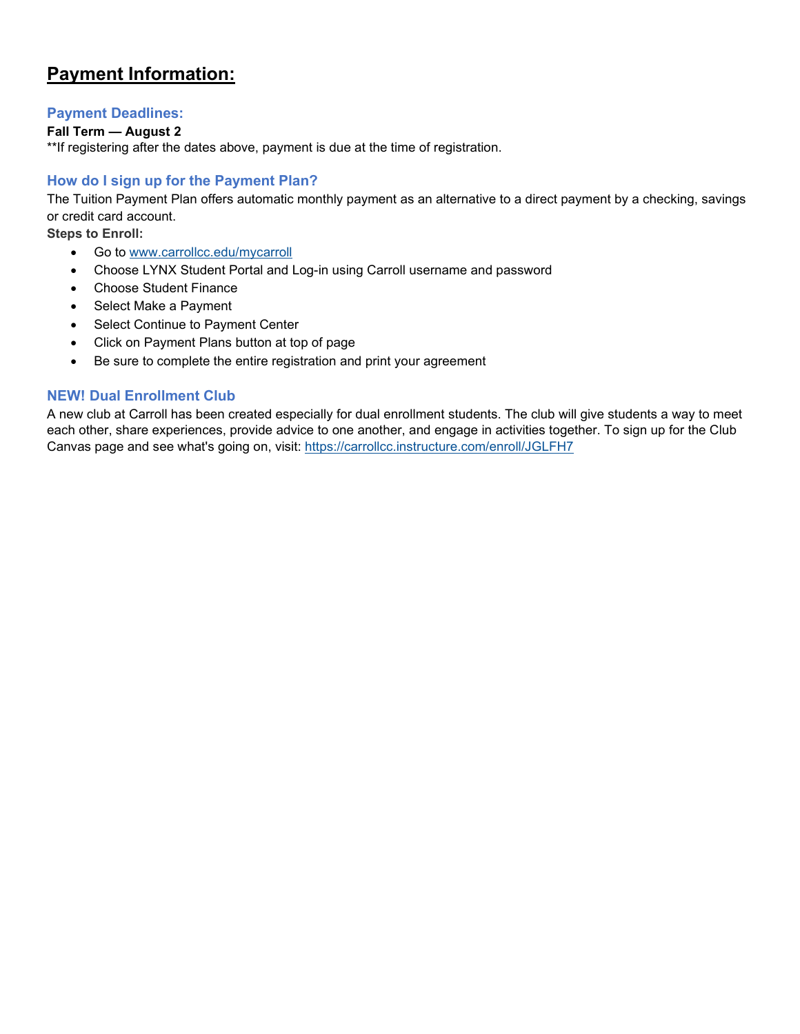## Payment Information:

### Payment Deadlines:

**Fall Term — August 2**

**If registering after the dates above, payment is due at the time of registration.

### How do I sign up for the Payment Plan?

The Tuition Payment Plan offers automatic monthly payment as an alternative to a direct payment by a checking, savings or credit card account.

**Steps to Enroll:**

- Go to [www.carrollcc.edu/mycarroll](http://www.carrollcc.edu/mycarroll)
- Choose LYNX Student Portal and Log-in using Carroll username and password
- Choose Student Finance
- Select Make a Payment
- Select Continue to Payment Center
- Click on Payment Plans button at top of page
- Be sure to complete the entire registration and print your agreement

### NEW! Dual Enrollment Club

A new club at Carroll has been created especially for dual enrollment students. The club will give students a way to meet each other, share experiences, provide advice to one another, and engage in activities together. To sign up for the Club Canvas page and see what's going on, visit: [https://carrollcc.instructure.com/enroll/JGLFH7](https://carrollcc.instructure.com/enroll/JGLFH7)